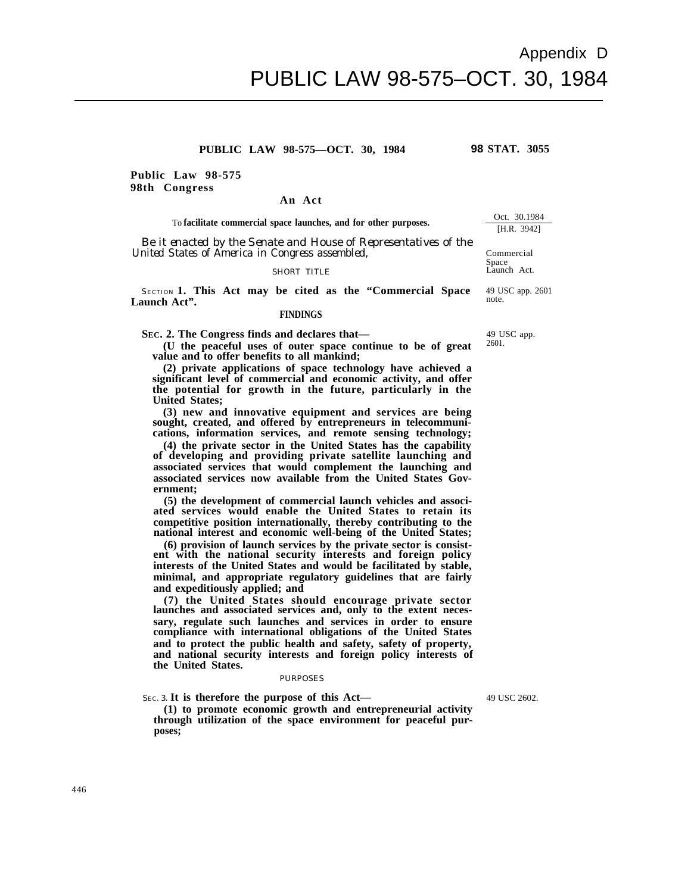# Appendix D
# PUBLIC LAW 98-575–OCT. 30, 1984

**PUBLIC LAW 98-575—OCT. 30, 1984** **98 STAT. 3055**

**Public Law 98-575**
**98th Congress**

**An Act**

To **facilitate commercial space launches, and for other purposes.**

Oct. 30.1984
[H.R. 3942]

*Be it enacted by the Senate and House of Representatives of the United States of America in Congress assembled,*

Commercial Space Launch Act.

SHORT TITLE

SECTION **1. This Act may be cited as the "Commercial Space Launch Act".**

49 USC app. 2601 note.

**FINDINGS**

**SEC. 2. The Congress finds and declares that—**

49 USC app. 2601.

**(U the peaceful uses of outer space continue to be of great value and to offer benefits to all mankind;**

**(2) private applications of space technology have achieved a significant level of commercial and economic activity, and offer the potential for growth in the future, particularly in the United States;**

**(3) new and innovative equipment and services are being sought, created, and offered by entrepreneurs in telecommunications, information services, and remote sensing technology;**

**(4) the private sector in the United States has the capability of developing and providing private satellite launching and associated services that would complement the launching and associated services now available from the United States Government;**

**(5) the development of commercial launch vehicles and associated services would enable the United States to retain its competitive position internationally, thereby contributing to the national interest and economic well-being of the United States;**

**(6) provision of launch services by the private sector is consistent with the national security interests and foreign policy interests of the United States and would be facilitated by stable, minimal, and appropriate regulatory guidelines that are fairly and expeditiously applied; and**

**(7) the United States should encourage private sector launches and associated services and, only to the extent necessary, regulate such launches and services in order to ensure compliance with international obligations of the United States and to protect the public health and safety, safety of property, and national security interests and foreign policy interests of the United States.**

PURPOSES

SEC. 3. **It is therefore the purpose of this Act—**

49 USC 2602.

**(1) to promote economic growth and entrepreneurial activity through utilization of the space environment for peaceful purposes;**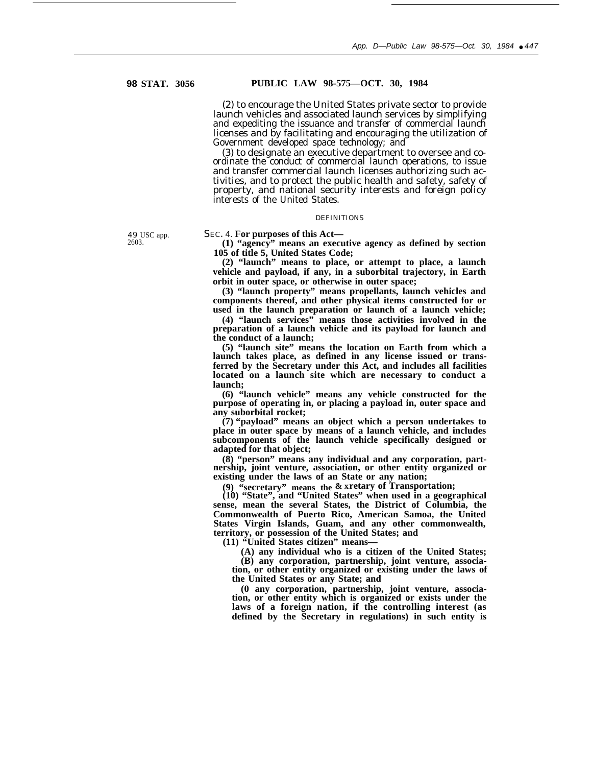(2) to encourage the United States private sector to provide launch vehicles and associated launch services by simplifying and expediting the issuance and transfer of commercial launch licenses and by facilitating and encouraging the utilization of Government developed space technology; and

(3) to designate an executive department to oversee and coordinate the conduct of commercial launch operations, to issue and transfer commercial launch licenses authorizing such activities, and to protect the public health and safety, safety of property, and national security interests and foreign policy interests of the United States.

DEFINITIONS

49 USC app. 2603.

SEC. 4. **For purposes of this Act—**

**(1) "agency" means an executive agency as defined by section 105 of title 5, United States Code;**

**(2) "launch" means to place, or attempt to place, a launch vehicle and payload, if any, in a suborbital trajectory, in Earth orbit in outer space, or otherwise in outer space;**

**(3) "launch property" means propellants, launch vehicles and components thereof, and other physical items constructed for or used in the launch preparation or launch of a launch vehicle;**

**(4) "launch services" means those activities involved in the preparation of a launch vehicle and its payload for launch and the conduct of a launch;**

**(5) "launch site" means the location on Earth from which a launch takes place, as defined in any license issued or transferred by the Secretary under this Act, and includes all facilities located on a launch site which are necessary to conduct a launch;**

**(6) "launch vehicle" means any vehicle constructed for the purpose of operating in, or placing a payload in, outer space and any suborbital rocket;**

**(7) "payload" means an object which a person undertakes to place in outer space by means of a launch vehicle, and includes subcomponents of the launch vehicle specifically designed or adapted for that object;**

**(8) "person" means any individual and any corporation, partnership, joint venture, association, or other entity organized or existing under the laws of an State or any nation;**

**(9) "secretary" means the & xretary of Transportation;**

**(10) "State", and "United States" when used in a geographical sense, mean the several States, the District of Columbia, the Commonwealth of Puerto Rico, American Samoa, the United States Virgin Islands, Guam, and any other commonwealth, territory, or possession of the United States; and**

**(11) "United States citizen" means—**

**(A) any individual who is a citizen of the United States;**

**(B) any corporation, partnership, joint venture, association, or other entity organized or existing under the laws of the United States or any State; and**

**(0 any corporation, partnership, joint venture, association, or other entity which is organized or exists under the laws of a foreign nation, if the controlling interest (as defined by the Secretary in regulations) in such entity is**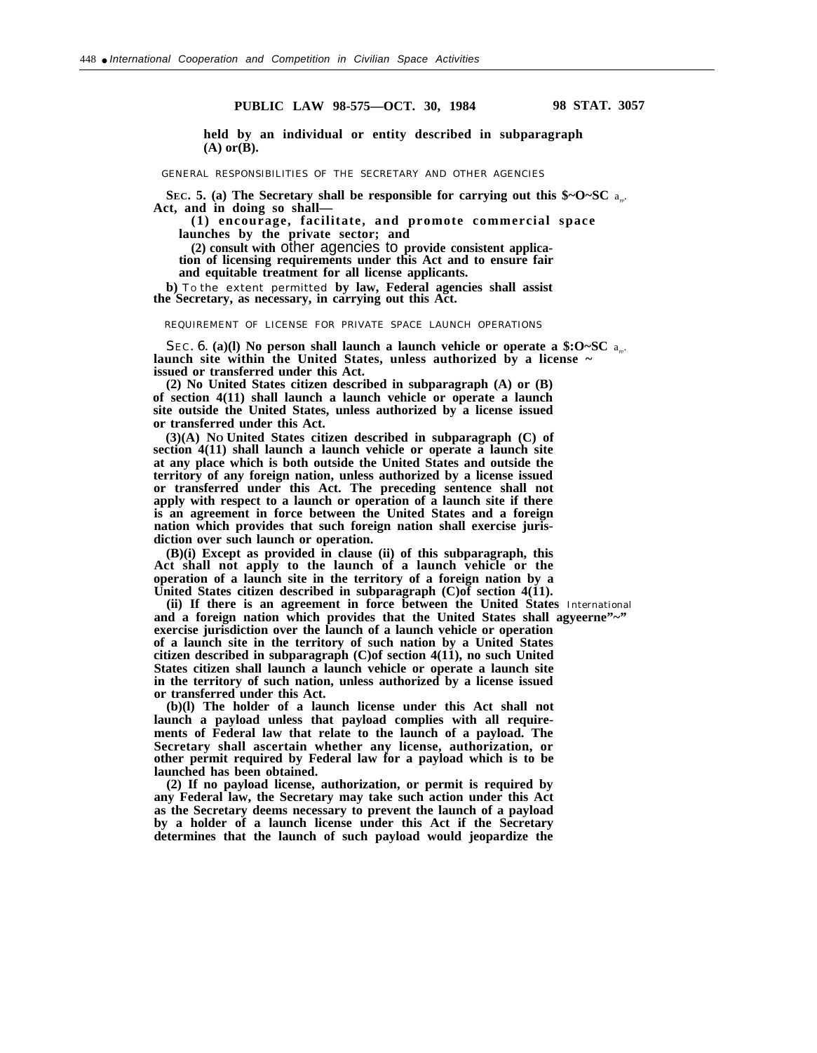**PUBLIC LAW 98-575—OCT. 30, 1984 98 STAT. 3057**

held by an individual or entity described in subparagraph (A) or (B).

GENERAL RESPONSIBILITIES OF THE SECRETARY AND OTHER AGENCIES

SEC. 5. (a) The Secretary shall be responsible for carrying out this Act, and in doing so shall—

(1) encourage, facilitate, and promote commercial space launches by the private sector; and

(2) consult with other agencies to provide consistent application of licensing requirements under this Act and to ensure fair and equitable treatment for all license applicants.

(b) To the extent permitted by law, Federal agencies shall assist the Secretary, as necessary, in carrying out this Act.

REQUIREMENT OF LICENSE FOR PRIVATE SPACE LAUNCH OPERATIONS

SEC. 6. (a)(1) No person shall launch a launch vehicle or operate a launch site within the United States, unless authorized by a license issued or transferred under this Act.

(2) No United States citizen described in subparagraph (A) or (B) of section 4(11) shall launch a launch vehicle or operate a launch site outside the United States, unless authorized by a license issued or transferred under this Act.

(3)(A) No United States citizen described in subparagraph (C) of section 4(11) shall launch a launch vehicle or operate a launch site at any place which is both outside the United States and outside the territory of any foreign nation, unless authorized by a license issued or transferred under this Act. The preceding sentence shall not apply with respect to a launch or operation of a launch site if there is an agreement in force between the United States and a foreign nation which provides that such foreign nation shall exercise jurisdiction over such launch or operation.

(B)(i) Except as provided in clause (ii) of this subparagraph, this Act shall not apply to the launch of a launch vehicle or the operation of a launch site in the territory of a foreign nation by a United States citizen described in subparagraph (C) of section 4(11).

(ii) If there is an agreement in force between the United States and a foreign nation which provides that the United States shall exercise jurisdiction over the launch of a launch vehicle or operation of a launch site in the territory of such nation by a United States citizen described in subparagraph (C) of section 4(11), no such United States citizen shall launch a launch vehicle or operate a launch site in the territory of such nation, unless authorized by a license issued or transferred under this Act.

(b)(1) The holder of a launch license under this Act shall not launch a payload unless that payload complies with all requirements of Federal law that relate to the launch of a payload. The Secretary shall ascertain whether any license, authorization, or other permit required by Federal law for a payload which is to be launched has been obtained.

(2) If no payload license, authorization, or permit is required by any Federal law, the Secretary may take such action under this Act as the Secretary deems necessary to prevent the launch of a payload by a holder of a launch license under this Act if the Secretary determines that the launch of such payload would jeopardize the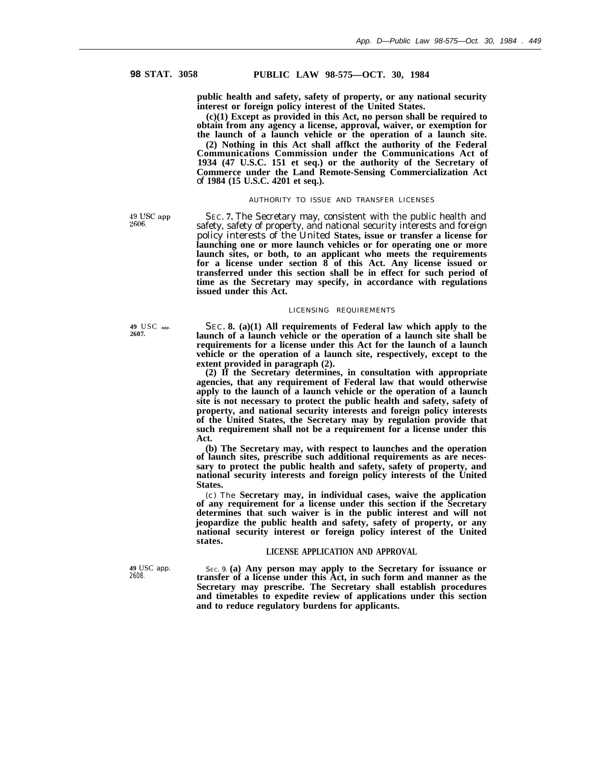**98 STAT. 3058 PUBLIC LAW 98-575—OCT. 30, 1984**

public health and safety, safety of property, or any national security interest or foreign policy interest of the United States.

(c)(1) Except as provided in this Act, no person shall be required to obtain from any agency a license, approval, waiver, or exemption for the launch of a launch vehicle or the operation of a launch site.

(2) Nothing in this Act shall affkct the authority of the Federal Communications Commission under the Communications Act of 1934 (47 U.S.C. 151 et seq.) or the authority of the Secretary of Commerce under the Land Remote-Sensing Commercialization Act of 1984 (15 U.S.C. 4201 et seq.).

AUTHORITY TO ISSUE AND TRANSFER LICENSES

49 USC app 2606.

SEC. 7. The Secretary may, consistent with the public health and safety, safety of property, and national security interests and foreign policy interests of the United States, issue or transfer a license for launching one or more launch vehicles or for operating one or more launch sites, or both, to an applicant who meets the requirements for a license under section 8 of this Act. Any license issued or transferred under this section shall be in effect for such period of time as the Secretary may specify, in accordance with regulations issued under this Act.

LICENSING REQUIREMENTS

49 USC app. 2607.

SEC. 8. (a)(1) All requirements of Federal law which apply to the launch of a launch vehicle or the operation of a launch site shall be requirements for a license under this Act for the launch of a launch vehicle or the operation of a launch site, respectively, except to the extent provided in paragraph (2).

(2) If the Secretary determines, in consultation with appropriate agencies, that any requirement of Federal law that would otherwise apply to the launch of a launch vehicle or the operation of a launch site is not necessary to protect the public health and safety, safety of property, and national security interests and foreign policy interests of the United States, the Secretary may by regulation provide that such requirement shall not be a requirement for a license under this Act.

(b) The Secretary may, with respect to launches and the operation of launch sites, prescribe such additional requirements as are necessary to protect the public health and safety, safety of property, and national security interests and foreign policy interests of the United States.

(c) The Secretary may, in individual cases, waive the application of any requirement for a license under this section if the Secretary determines that such waiver is in the public interest and will not jeopardize the public health and safety, safety of property, or any national security interest or foreign policy interest of the United states.

LICENSE APPLICATION AND APPROVAL

49 USC app. 2608.

SEC. 9. (a) Any person may apply to the Secretary for issuance or transfer of a license under this Act, in such form and manner as the Secretary may prescribe. The Secretary shall establish procedures and timetables to expedite review of applications under this section and to reduce regulatory burdens for applicants.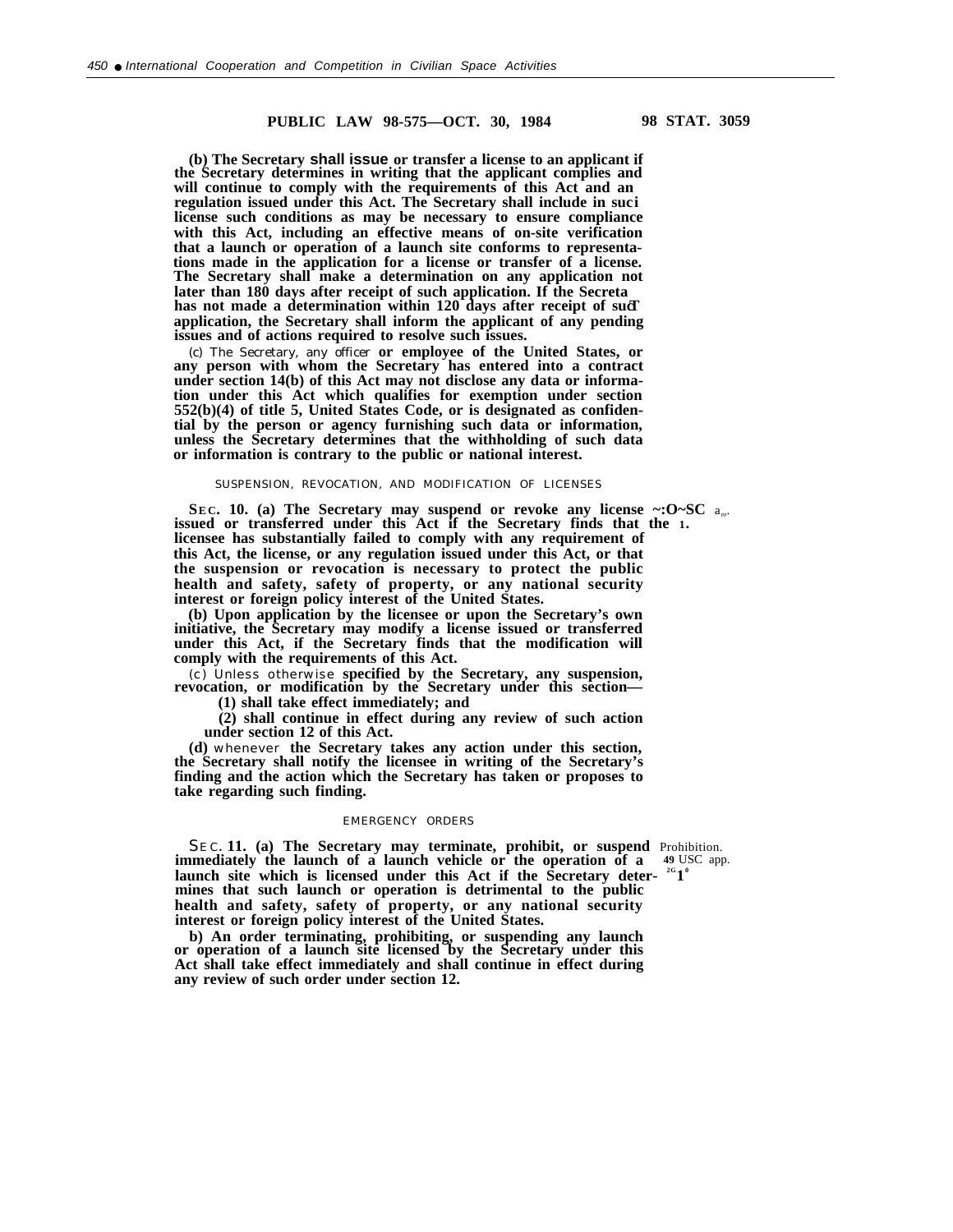**PUBLIC LAW 98-575—OCT. 30, 1984 98 STAT. 3059**

(b) The Secretary shall issue or transfer a license to an applicant if the Secretary determines in writing that the applicant complies and will continue to comply with the requirements of this Act and an regulation issued under this Act. The Secretary shall include in suci license such conditions as may be necessary to ensure compliance with this Act, including an effective means of on-site verification that a launch or operation of a launch site conforms to representations made in the application for a license or transfer of a license. The Secretary shall make a determination on any application not later than 180 days after receipt of such application. If the Secreta has not made a determination within 120 days after receipt of sucT application, the Secretary shall inform the applicant of any pending issues and of actions required to resolve such issues.

(c) The Secretary, any officer or employee of the United States, or any person with whom the Secretary has entered into a contract under section 14(b) of this Act may not disclose any data or information under this Act which qualifies for exemption under section 552(b)(4) of title 5, United States Code, or is designated as confidential by the person or agency furnishing such data or information, unless the Secretary determines that the withholding of such data or information is contrary to the public or national interest.

SUSPENSION, REVOCATION, AND MODIFICATION OF LICENSES

SEC. 10. (a) The Secretary may suspend or revoke any license issued or transferred under this Act if the Secretary finds that the licensee has substantially failed to comply with any requirement of this Act, the license, or any regulation issued under this Act, or that the suspension or revocation is necessary to protect the public health and safety, safety of property, or any national security interest or foreign policy interest of the United States.

(b) Upon application by the licensee or upon the Secretary's own initiative, the Secretary may modify a license issued or transferred under this Act, if the Secretary finds that the modification will comply with the requirements of this Act.

(c) Unless otherwise specified by the Secretary, any suspension, revocation, or modification by the Secretary under this section—

(1) shall take effect immediately; and

(2) shall continue in effect during any review of such action under section 12 of this Act.

(d) whenever the Secretary takes any action under this section, the Secretary shall notify the licensee in writing of the Secretary's finding and the action which the Secretary has taken or proposes to take regarding such finding.

EMERGENCY ORDERS

SEC. 11. (a) The Secretary may terminate, prohibit, or suspend immediately the launch of a launch vehicle or the operation of a launch site which is licensed under this Act if the Secretary determines that such launch or operation is detrimental to the public health and safety, safety of property, or any national security interest or foreign policy interest of the United States.

Prohibition. 49 USC app. 2610.

b) An order terminating, prohibiting, or suspending any launch or operation of a launch site licensed by the Secretary under this Act shall take effect immediately and shall continue in effect during any review of such order under section 12.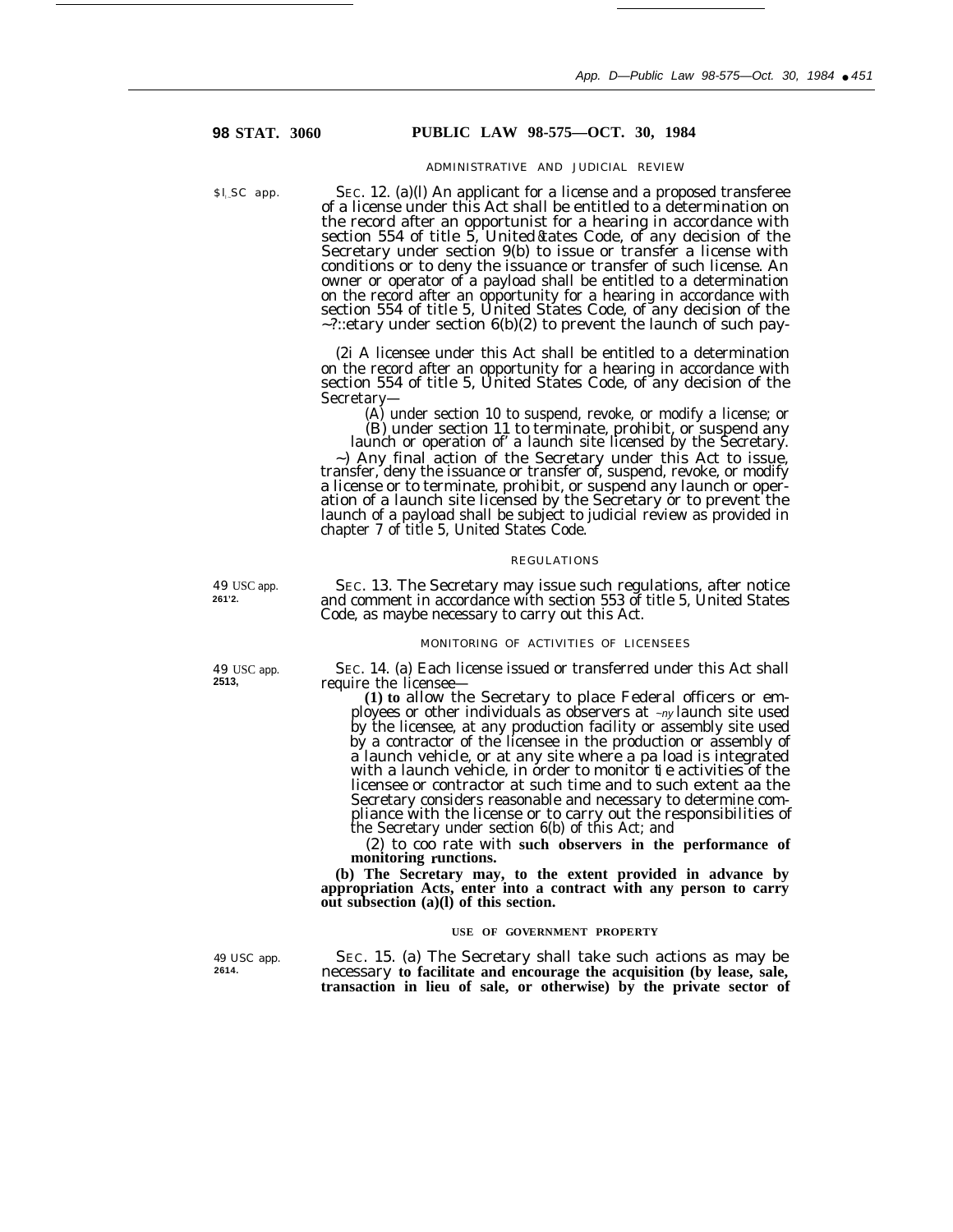98 STAT. 3060 PUBLIC LAW 98-575—OCT. 30, 1984

ADMINISTRATIVE AND JUDICIAL REVIEW

$I_SC app.

SEC. 12. (a)(l) An applicant for a license and a proposed transferee of a license under this Act shall be entitled to a determination on the record after an opportunist for a hearing in accordance with section 554 of title 5, United States Code, of any decision of the Secretary under section 9(b) to issue or transfer a license with conditions or to deny the issuance or transfer of such license. An owner or operator of a payload shall be entitled to a determination on the record after an opportunity for a hearing in accordance with section 554 of title 5, United States Code, of any decision of the ~?::etary under section 6(b)(2) to prevent the launch of such pay-

(2i A licensee under this Act shall be entitled to a determination on the record after an opportunity for a hearing in accordance with section 554 of title 5, United States Code, of any decision of the Secretary—

(A) under section 10 to suspend, revoke, or modify a license; or

(B) under section 11 to terminate, prohibit, or suspend any launch or operation of' a launch site licensed by the Secretary.

~) Any final action of the Secretary under this Act to issue, transfer, deny the issuance or transfer of, suspend, revoke, or modify a license or to terminate, prohibit, or suspend any launch or operation of a launch site licensed by the Secretary or to prevent the launch of a payload shall be subject to judicial review as provided in chapter 7 of title 5, United States Code.

REGULATIONS

49 USC app. 261'2.

SEC. 13. The Secretary may issue such regulations, after notice and comment in accordance with section 553 of title 5, United States Code, as maybe necessary to carry out this Act.

MONITORING OF ACTIVITIES OF LICENSEES

49 USC app. 2513,

SEC. 14. (a) Each license issued or transferred under this Act shall require the licensee—

(1) to allow the Secretary to place Federal officers or employees or other individuals as observers at ~ny launch site used by the licensee, at any production facility or assembly site used by a contractor of the licensee in the production or assembly of a launch vehicle, or at any site where a pa load is integrated with a launch vehicle, in order to monitor ti e activities of the licensee or contractor at such time and to such extent aa the Secretary considers reasonable and necessary to determine compliance with the license or to carry out the responsibilities of the Secretary under section 6(b) of this Act; and

(2) to coo rate with such observers in the performance of monitoring runctions.

(b) The Secretary may, to the extent provided in advance by appropriation Acts, enter into a contract with any person to carry out subsection (a)(l) of this section.

USE OF GOVERNMENT PROPERTY

49 USC app. 2614.

SEC. 15. (a) The Secretary shall take such actions as may be necessary to facilitate and encourage the acquisition (by lease, sale, transaction in lieu of sale, or otherwise) by the private sector of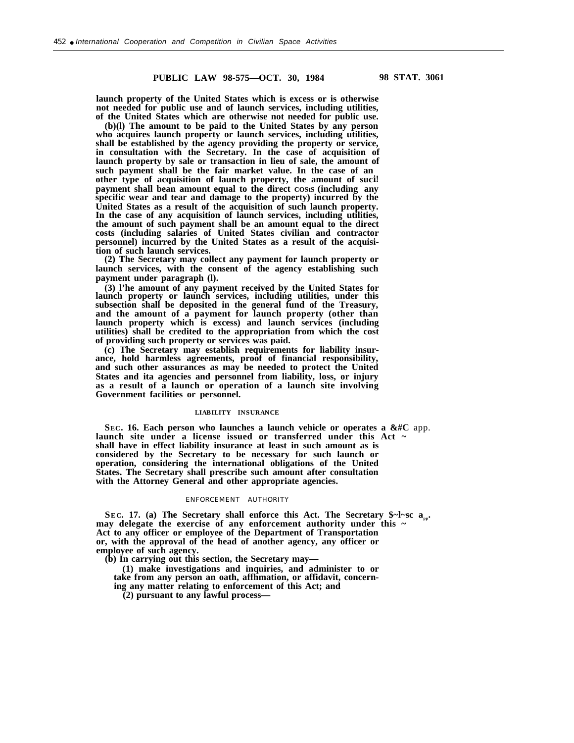**PUBLIC LAW 98-575—OCT. 30, 1984 98 STAT. 3061**

launch property of the United States which is excess or is otherwise not needed for public use and of launch services, including utilities, of the United States which are otherwise not needed for public use.

(b)(l) The amount to be paid to the United States by any person who acquires launch property or launch services, including utilities, shall be established by the agency providing the property or service, in consultation with the Secretary. In the case of acquisition of launch property by sale or transaction in lieu of sale, the amount of such payment shall be the fair market value. In the case of an other type of acquisition of launch property, the amount of suci! payment shall bean amount equal to the direct costs (including any specific wear and tear and damage to the property) incurred by the United States as a result of the acquisition of such launch property. In the case of any acquisition of launch services, including utilities, the amount of such payment shall be an amount equal to the direct costs (including salaries of United States civilian and contractor personnel) incurred by the United States as a result of the acquisition of such launch services.

(2) The Secretary may collect any payment for launch property or launch services, with the consent of the agency establishing such payment under paragraph (l).

(3) I'he amount of any payment received by the United States for launch property or launch services, including utilities, under this subsection shall be deposited in the general fund of the Treasury, and the amount of a payment for launch property (other than launch property which is excess) and launch services (including utilities) shall be credited to the appropriation from which the cost of providing such property or services was paid.

(c) The Secretary may establish requirements for liability insurance, hold harmless agreements, proof of financial responsibility, and such other assurances as may be needed to protect the United States and ita agencies and personnel from liability, loss, or injury as a result of a launch or operation of a launch site involving Government facilities or personnel.

LIABILITY INSURANCE

SEC. 16. Each person who launches a launch vehicle or operates a launch site under a license issued or transferred under this Act shall have in effect liability insurance at least in such amount as is considered by the Secretary to be necessary for such launch or operation, considering the international obligations of the United States. The Secretary shall prescribe such amount after consultation with the Attorney General and other appropriate agencies.

ENFORCEMENT AUTHORITY

SEC. 17. (a) The Secretary shall enforce this Act. The Secretary may delegate the exercise of any enforcement authority under this Act to any officer or employee of the Department of Transportation or, with the approval of the head of another agency, any officer or employee of such agency.

(b) In carrying out this section, the Secretary may—

(1) make investigations and inquiries, and administer to or take from any person an oath, affhmation, or affidavit, concerning any matter relating to enforcement of this Act; and

(2) pursuant to any lawful process—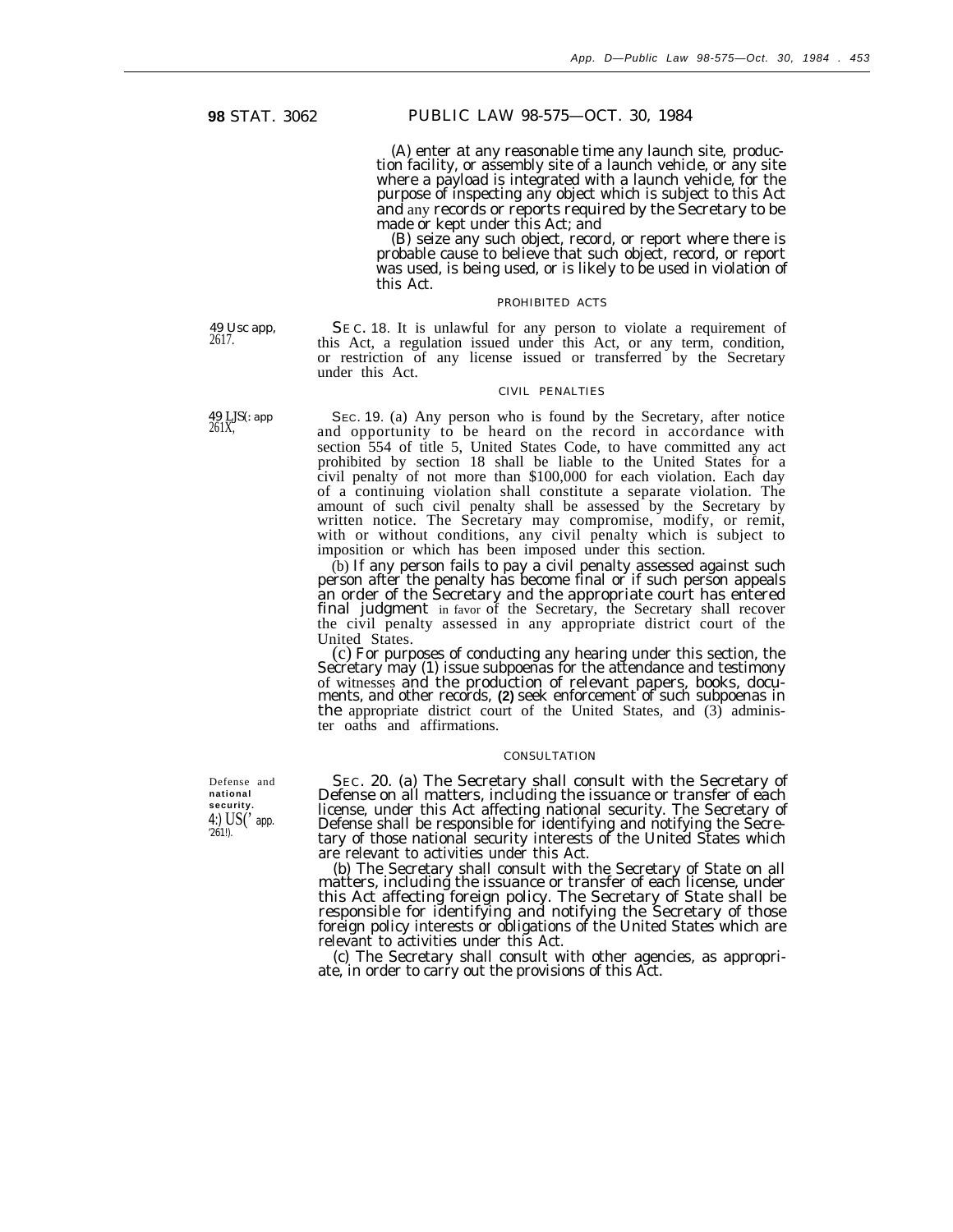98 STAT. 3062 PUBLIC LAW 98-575—OCT. 30, 1984

(A) enter at any reasonable time any launch site, production facility, or assembly site of a launch vehicle, or any site where a payload is integrated with a launch vehicle, for the purpose of inspecting any object which is subject to this Act and any records or reports required by the Secretary to be made or kept under this Act; and

(B) seize any such object, record, or report where there is probable cause to believe that such object, record, or report was used, is being used, or is likely to be used in violation of this Act.

PROHIBITED ACTS

49 Usc app, 2617.

SEC. 18. It is unlawful for any person to violate a requirement of this Act, a regulation issued under this Act, or any term, condition, or restriction of any license issued or transferred by the Secretary under this Act.

CIVIL PENALTIES

49 USC app 261X,

SEC. 19. (a) Any person who is found by the Secretary, after notice and opportunity to be heard on the record in accordance with section 554 of title 5, United States Code, to have committed any act prohibited by section 18 shall be liable to the United States for a civil penalty of not more than $100,000 for each violation. Each day of a continuing violation shall constitute a separate violation. The amount of such civil penalty shall be assessed by the Secretary by written notice. The Secretary may compromise, modify, or remit, with or without conditions, any civil penalty which is subject to imposition or which has been imposed under this section.

(b) If any person fails to pay a civil penalty assessed against such person after the penalty has become final or if such person appeals an order of the Secretary and the appropriate court has entered final judgment in favor of the Secretary, the Secretary shall recover the civil penalty assessed in any appropriate district court of the United States.

(c) For purposes of conducting any hearing under this section, the Secretary may (1) issue subpoenas for the attendance and testimony of witnesses and the production of relevant papers, books, documents, and other records, (2) seek enforcement of such subpoenas in the appropriate district court of the United States, and (3) administer oaths and affirmations.

CONSULTATION

Defense and national security. 4:) US(' app. '261!).

SEC. 20. (a) The Secretary shall consult with the Secretary of Defense on all matters, including the issuance or transfer of each license, under this Act affecting national security. The Secretary of Defense shall be responsible for identifying and notifying the Secretary of those national security interests of the United States which are relevant to activities under this Act.

(b) The Secretary shall consult with the Secretary of State on all matters, including the issuance or transfer of each license, under this Act affecting foreign policy. The Secretary of State shall be responsible for identifying and notifying the Secretary of those foreign policy interests or obligations of the United States which are relevant to activities under this Act.

(c) The Secretary shall consult with other agencies, as appropriate, in order to carry out the provisions of this Act.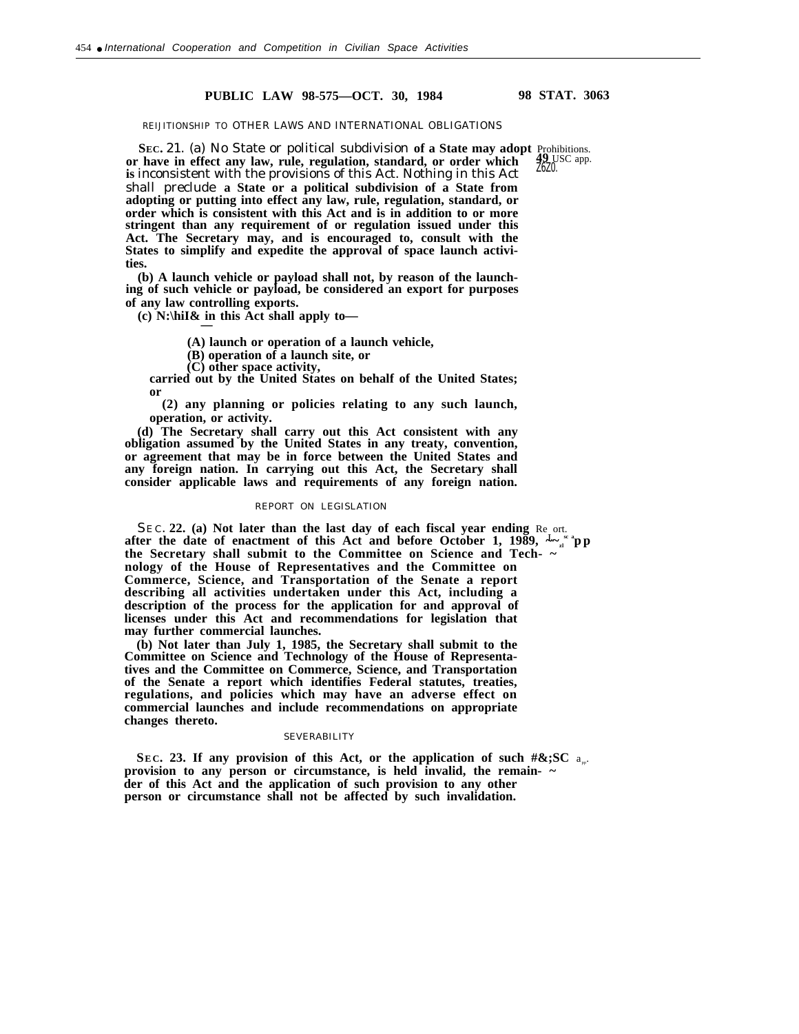**PUBLIC LAW 98-575—OCT. 30, 1984 98 STAT. 3063**

RELATIONSHIP TO OTHER LAWS AND INTERNATIONAL OBLIGATIONS

Prohibitions. 49 USC app. 2620.

**SEC. 21.** (a) No State or political subdivision of a State may adopt or have in effect any law, rule, regulation, standard, or order which is inconsistent with the provisions of this Act. Nothing in this Act shall preclude a State or a political subdivision of a State from adopting or putting into effect any law, rule, regulation, standard, or order which is consistent with this Act and is in addition to or more stringent than any requirement of or regulation issued under this Act. The Secretary may, and is encouraged to, consult with the States to simplify and expedite the approval of space launch activities.

(b) A launch vehicle or payload shall not, by reason of the launching of such vehicle or payload, be considered an export for purposes of any law controlling exports.

(c) Nothing in this Act shall apply to—

(A) launch or operation of a launch vehicle,

(B) operation of a launch site, or

(C) other space activity,

carried out by the United States on behalf of the United States; or

(2) any planning or policies relating to any such launch, operation, or activity.

(d) The Secretary shall carry out this Act consistent with any obligation assumed by the United States in any treaty, convention, or agreement that may be in force between the United States and any foreign nation. In carrying out this Act, the Secretary shall consider applicable laws and requirements of any foreign nation.

REPORT ON LEGISLATION

Report. 49 USC app. 2621.

**SEC. 22.** (a) Not later than the last day of each fiscal year ending after the date of enactment of this Act and before October 1, 1989, the Secretary shall submit to the Committee on Science and Technology of the House of Representatives and the Committee on Commerce, Science, and Transportation of the Senate a report describing all activities undertaken under this Act, including a description of the process for the application for and approval of licenses under this Act and recommendations for legislation that may further commercial launches.

(b) Not later than July 1, 1985, the Secretary shall submit to the Committee on Science and Technology of the House of Representatives and the Committee on Commerce, Science, and Transportation of the Senate a report which identifies Federal statutes, treaties, regulations, and policies which may have an adverse effect on commercial launches and include recommendations on appropriate changes thereto.

SEVERABILITY

49 USC app. 2622.

**SEC. 23.** If any provision of this Act, or the application of such provision to any person or circumstance, is held invalid, the remainder of this Act and the application of such provision to any other person or circumstance shall not be affected by such invalidation.